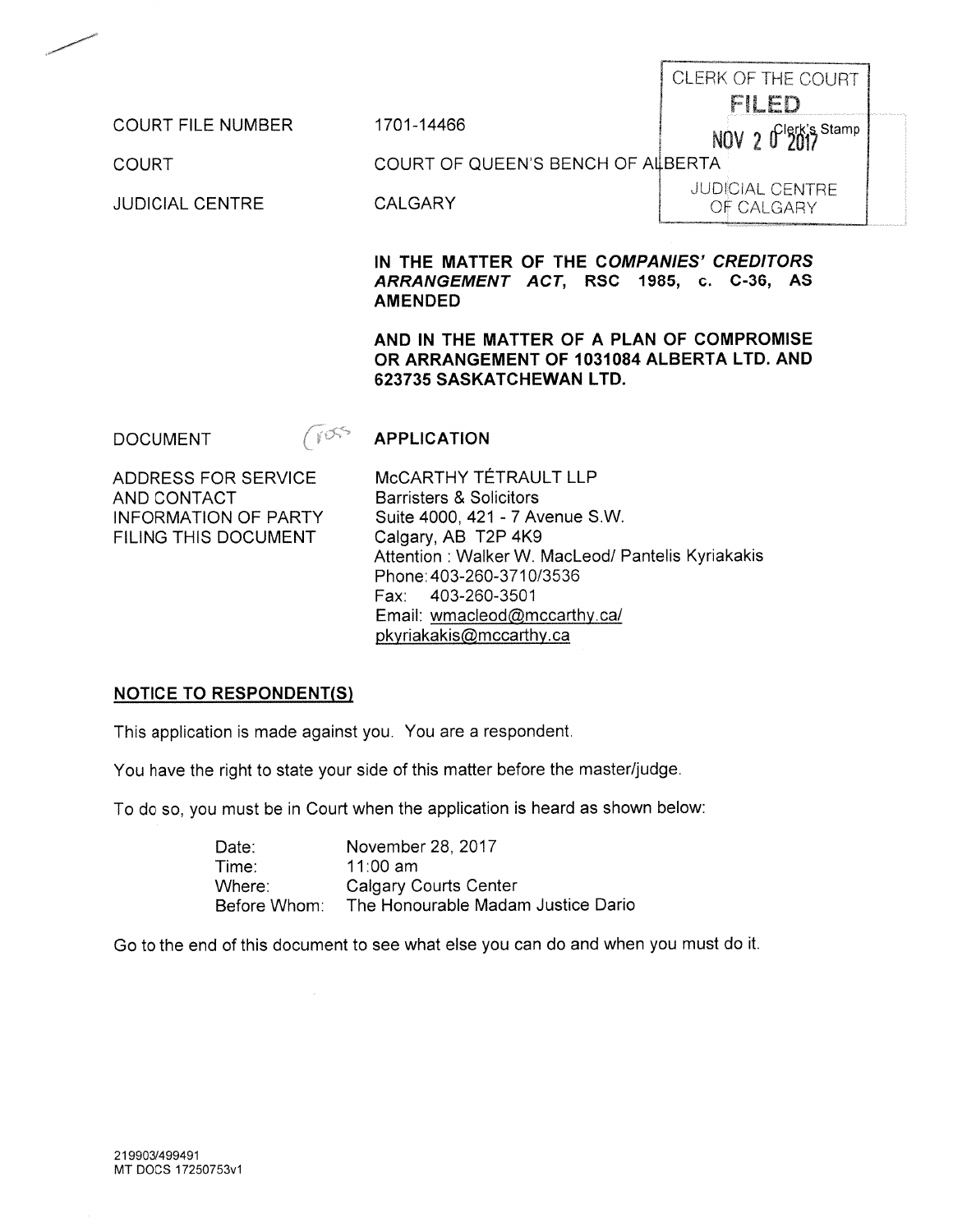CLERK OF THE COURT
**FILED**
NOV 2 0 2017
Clerk's Stamp
JUDICIAL CENTRE
OF CALGARY

| | |
|---|---|
| COURT FILE NUMBER | 1701-14466 |
| COURT | COURT OF QUEEN'S BENCH OF ALBERTA |
| JUDICIAL CENTRE | CALGARY |

**IN THE MATTER OF THE *COMPANIES' CREDITORS ARRANGEMENT ACT*, RSC 1985, c. C-36, AS AMENDED**

**AND IN THE MATTER OF A PLAN OF COMPROMISE OR ARRANGEMENT OF 1031084 ALBERTA LTD. AND 623735 SASKATCHEWAN LTD.**

| | |
|---|---|
| DOCUMENT | **APPLICATION** |
| ADDRESS FOR SERVICE AND CONTACT INFORMATION OF PARTY FILING THIS DOCUMENT | McCARTHY TÉTRAULT LLP<br>Barristers & Solicitors<br>Suite 4000, 421 - 7 Avenue S.W.<br>Calgary, AB T2P 4K9<br>Attention : Walker W. MacLeod/ Pantelis Kyriakakis<br>Phone: 403-260-3710/3536<br>Fax: 403-260-3501<br>Email: wmacleod@mccarthy.ca/<br>pkyriakakis@mccarthy.ca |

## NOTICE TO RESPONDENT(S)

This application is made against you. You are a respondent.

You have the right to state your side of this matter before the master/judge.

To do so, you must be in Court when the application is heard as shown below:

| | |
|---|---|
| Date: | November 28, 2017 |
| Time: | 11:00 am |
| Where: | Calgary Courts Center |
| Before Whom: | The Honourable Madam Justice Dario |

Go to the end of this document to see what else you can do and when you must do it.

219903/499491
MT DOCS 17250753v1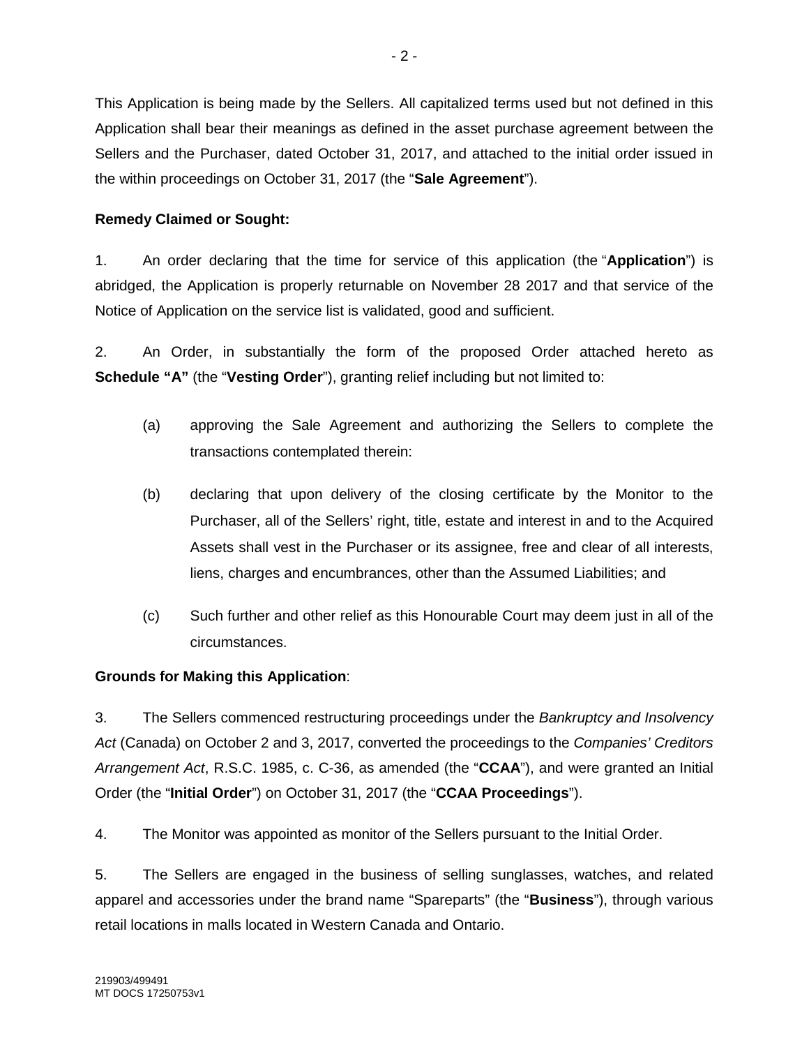This Application is being made by the Sellers. All capitalized terms used but not defined in this Application shall bear their meanings as defined in the asset purchase agreement between the Sellers and the Purchaser, dated October 31, 2017, and attached to the initial order issued in the within proceedings on October 31, 2017 (the "**Sale Agreement**").

**Remedy Claimed or Sought:**

1. An order declaring that the time for service of this application (the "**Application**") is abridged, the Application is properly returnable on November 28 2017 and that service of the Notice of Application on the service list is validated, good and sufficient.

2. An Order, in substantially the form of the proposed Order attached hereto as **Schedule "A"** (the "**Vesting Order**"), granting relief including but not limited to:

   (a) approving the Sale Agreement and authorizing the Sellers to complete the transactions contemplated therein:

   (b) declaring that upon delivery of the closing certificate by the Monitor to the Purchaser, all of the Sellers' right, title, estate and interest in and to the Acquired Assets shall vest in the Purchaser or its assignee, free and clear of all interests, liens, charges and encumbrances, other than the Assumed Liabilities; and

   (c) Such further and other relief as this Honourable Court may deem just in all of the circumstances.

**Grounds for Making this Application**:

3. The Sellers commenced restructuring proceedings under the *Bankruptcy and Insolvency Act* (Canada) on October 2 and 3, 2017, converted the proceedings to the *Companies' Creditors Arrangement Act*, R.S.C. 1985, c. C-36, as amended (the "**CCAA**"), and were granted an Initial Order (the "**Initial Order**") on October 31, 2017 (the "**CCAA Proceedings**").

4. The Monitor was appointed as monitor of the Sellers pursuant to the Initial Order.

5. The Sellers are engaged in the business of selling sunglasses, watches, and related apparel and accessories under the brand name "Spareparts" (the "**Business**"), through various retail locations in malls located in Western Canada and Ontario.

219903/499491
MT DOCS 17250753v1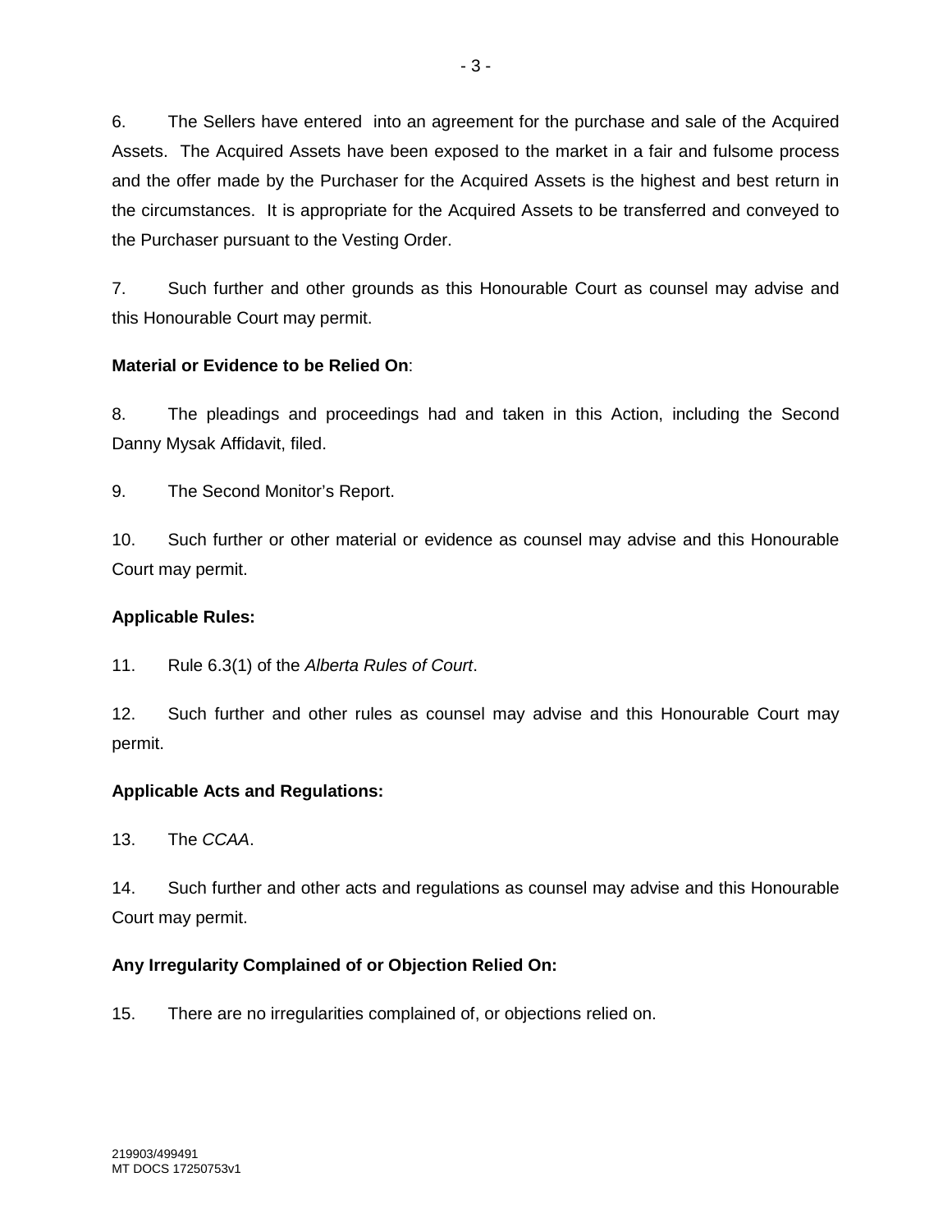6. The Sellers have entered into an agreement for the purchase and sale of the Acquired Assets. The Acquired Assets have been exposed to the market in a fair and fulsome process and the offer made by the Purchaser for the Acquired Assets is the highest and best return in the circumstances. It is appropriate for the Acquired Assets to be transferred and conveyed to the Purchaser pursuant to the Vesting Order.

7. Such further and other grounds as this Honourable Court as counsel may advise and this Honourable Court may permit.

**Material or Evidence to be Relied On**:

8. The pleadings and proceedings had and taken in this Action, including the Second Danny Mysak Affidavit, filed.

9. The Second Monitor's Report.

10. Such further or other material or evidence as counsel may advise and this Honourable Court may permit.

**Applicable Rules:**

11. Rule 6.3(1) of the *Alberta Rules of Court*.

12. Such further and other rules as counsel may advise and this Honourable Court may permit.

**Applicable Acts and Regulations:**

13. The *CCAA*.

14. Such further and other acts and regulations as counsel may advise and this Honourable Court may permit.

**Any Irregularity Complained of or Objection Relied On:**

15. There are no irregularities complained of, or objections relied on.

219903/499491
MT DOCS 17250753v1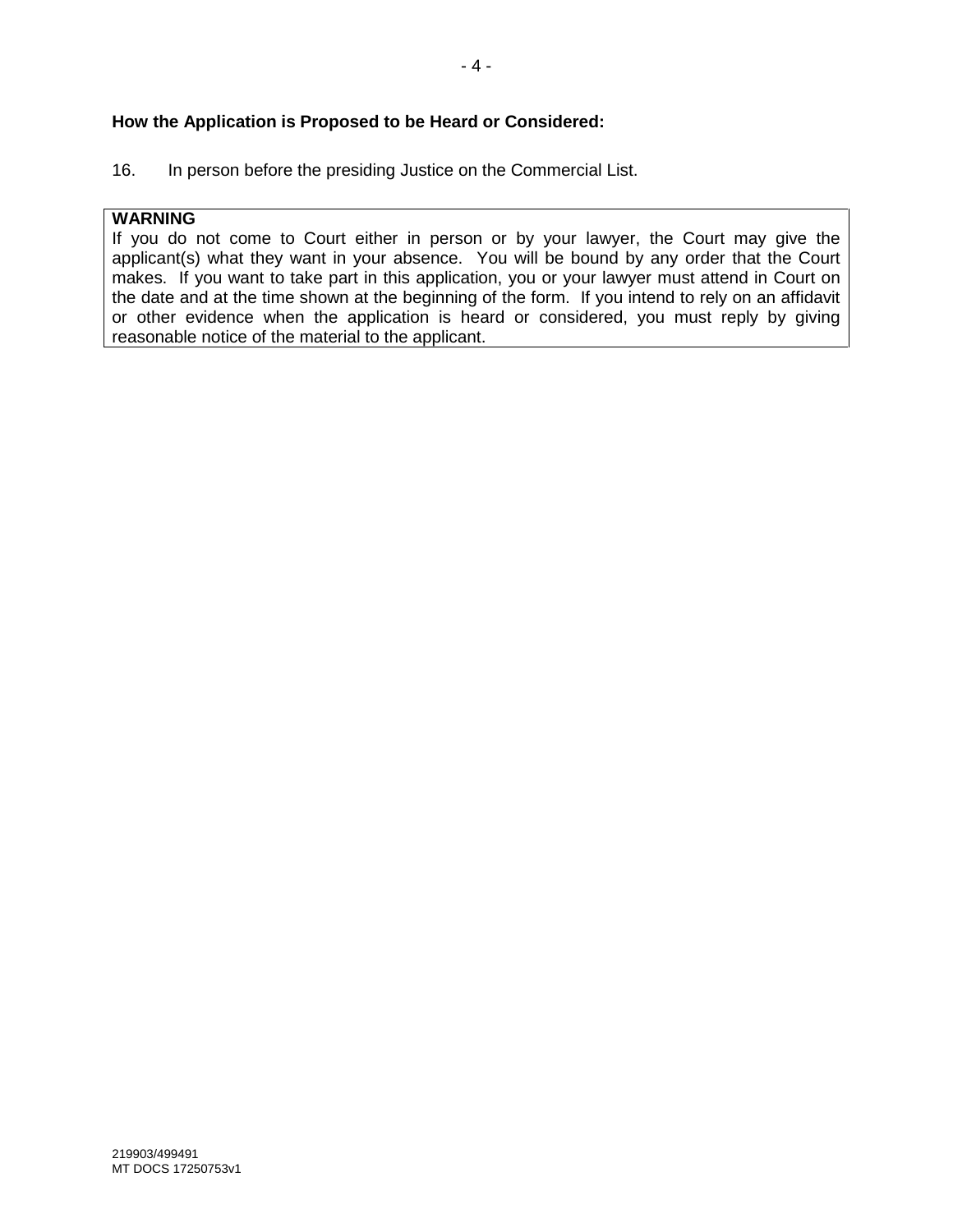**How the Application is Proposed to be Heard or Considered:**

16. In person before the presiding Justice on the Commercial List.

**WARNING**
If you do not come to Court either in person or by your lawyer, the Court may give the applicant(s) what they want in your absence. You will be bound by any order that the Court makes. If you want to take part in this application, you or your lawyer must attend in Court on the date and at the time shown at the beginning of the form. If you intend to rely on an affidavit or other evidence when the application is heard or considered, you must reply by giving reasonable notice of the material to the applicant.

219903/499491
MT DOCS 17250753v1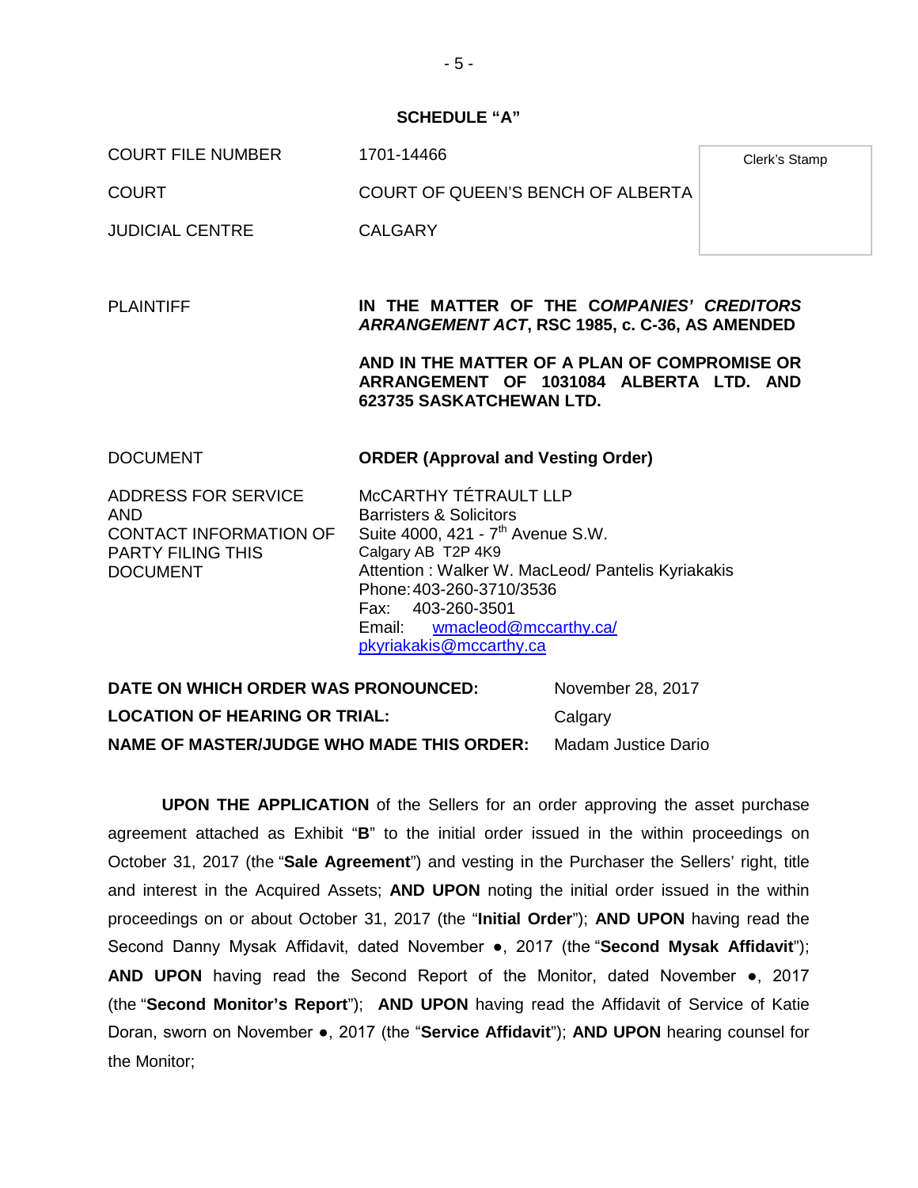**SCHEDULE "A"**

| | | |
|---|---|---|
| COURT FILE NUMBER | 1701-14466 | Clerk's Stamp |
| COURT | COURT OF QUEEN'S BENCH OF ALBERTA | |
| JUDICIAL CENTRE | CALGARY | |

PLAINTIFF

**IN THE MATTER OF THE *COMPANIES' CREDITORS ARRANGEMENT ACT*, RSC 1985, c. C-36, AS AMENDED**

**AND IN THE MATTER OF A PLAN OF COMPROMISE OR ARRANGEMENT OF 1031084 ALBERTA LTD. AND 623735 SASKATCHEWAN LTD.**

DOCUMENT **ORDER (Approval and Vesting Order)**

ADDRESS FOR SERVICE AND CONTACT INFORMATION OF PARTY FILING THIS DOCUMENT

McCARTHY TÉTRAULT LLP
Barristers & Solicitors
Suite 4000, 421 - 7th Avenue S.W.
Calgary AB T2P 4K9
Attention : Walker W. MacLeod/ Pantelis Kyriakakis
Phone: 403-260-3710/3536
Fax: 403-260-3501
Email: wmacleod@mccarthy.ca/ pkyriakakis@mccarthy.ca

| | |
|---|---|
| **DATE ON WHICH ORDER WAS PRONOUNCED:** | November 28, 2017 |
| **LOCATION OF HEARING OR TRIAL:** | Calgary |
| **NAME OF MASTER/JUDGE WHO MADE THIS ORDER:** | Madam Justice Dario |

**UPON THE APPLICATION** of the Sellers for an order approving the asset purchase agreement attached as Exhibit "**B**" to the initial order issued in the within proceedings on October 31, 2017 (the "**Sale Agreement**") and vesting in the Purchaser the Sellers' right, title and interest in the Acquired Assets; **AND UPON** noting the initial order issued in the within proceedings on or about October 31, 2017 (the "**Initial Order**"); **AND UPON** having read the Second Danny Mysak Affidavit, dated November ●, 2017 (the "**Second Mysak Affidavit**"); **AND UPON** having read the Second Report of the Monitor, dated November ●, 2017 (the "**Second Monitor's Report**"); **AND UPON** having read the Affidavit of Service of Katie Doran, sworn on November ●, 2017 (the "**Service Affidavit**"); **AND UPON** hearing counsel for the Monitor;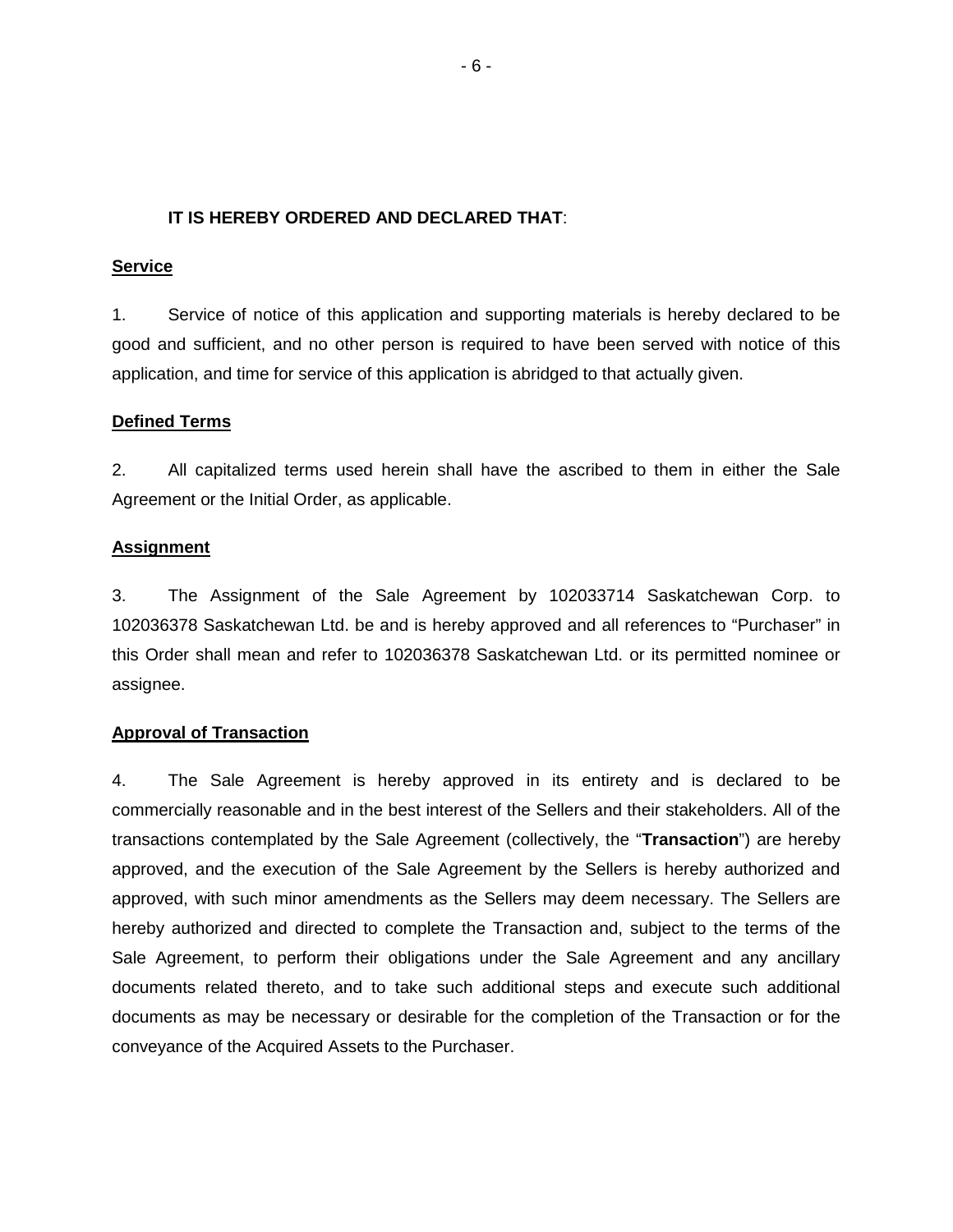**IT IS HEREBY ORDERED AND DECLARED THAT**:

**Service**

1. Service of notice of this application and supporting materials is hereby declared to be good and sufficient, and no other person is required to have been served with notice of this application, and time for service of this application is abridged to that actually given.

**Defined Terms**

2. All capitalized terms used herein shall have the ascribed to them in either the Sale Agreement or the Initial Order, as applicable.

**Assignment**

3. The Assignment of the Sale Agreement by 102033714 Saskatchewan Corp. to 102036378 Saskatchewan Ltd. be and is hereby approved and all references to "Purchaser" in this Order shall mean and refer to 102036378 Saskatchewan Ltd. or its permitted nominee or assignee.

**Approval of Transaction**

4. The Sale Agreement is hereby approved in its entirety and is declared to be commercially reasonable and in the best interest of the Sellers and their stakeholders. All of the transactions contemplated by the Sale Agreement (collectively, the "**Transaction**") are hereby approved, and the execution of the Sale Agreement by the Sellers is hereby authorized and approved, with such minor amendments as the Sellers may deem necessary. The Sellers are hereby authorized and directed to complete the Transaction and, subject to the terms of the Sale Agreement, to perform their obligations under the Sale Agreement and any ancillary documents related thereto, and to take such additional steps and execute such additional documents as may be necessary or desirable for the completion of the Transaction or for the conveyance of the Acquired Assets to the Purchaser.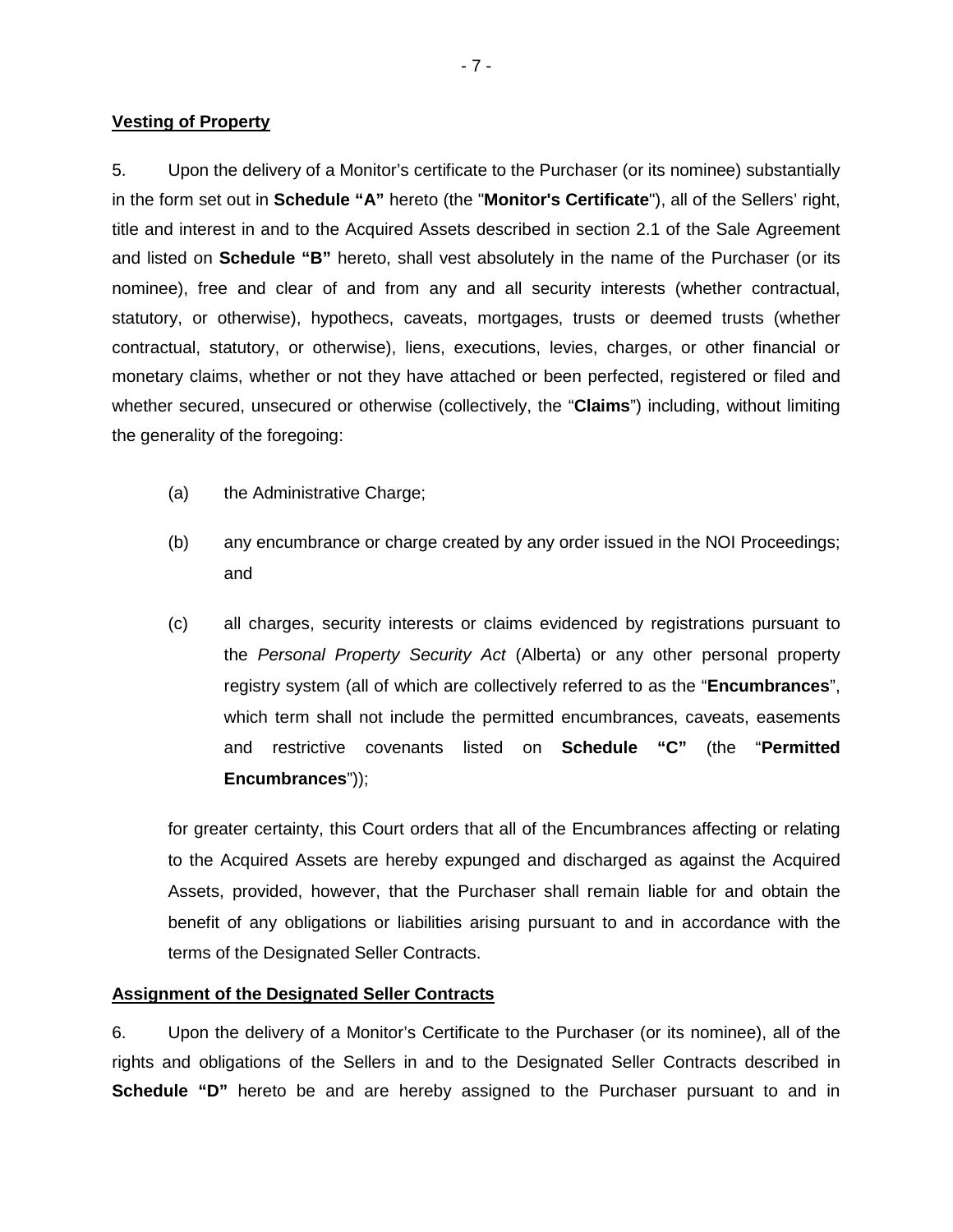**Vesting of Property**

5. Upon the delivery of a Monitor's certificate to the Purchaser (or its nominee) substantially in the form set out in **Schedule "A"** hereto (the "**Monitor's Certificate**"), all of the Sellers' right, title and interest in and to the Acquired Assets described in section 2.1 of the Sale Agreement and listed on **Schedule "B"** hereto, shall vest absolutely in the name of the Purchaser (or its nominee), free and clear of and from any and all security interests (whether contractual, statutory, or otherwise), hypothecs, caveats, mortgages, trusts or deemed trusts (whether contractual, statutory, or otherwise), liens, executions, levies, charges, or other financial or monetary claims, whether or not they have attached or been perfected, registered or filed and whether secured, unsecured or otherwise (collectively, the "**Claims**") including, without limiting the generality of the foregoing:

(a) the Administrative Charge;

(b) any encumbrance or charge created by any order issued in the NOI Proceedings; and

(c) all charges, security interests or claims evidenced by registrations pursuant to the *Personal Property Security Act* (Alberta) or any other personal property registry system (all of which are collectively referred to as the "**Encumbrances**", which term shall not include the permitted encumbrances, caveats, easements and restrictive covenants listed on **Schedule "C"** (the "**Permitted Encumbrances**"));

for greater certainty, this Court orders that all of the Encumbrances affecting or relating to the Acquired Assets are hereby expunged and discharged as against the Acquired Assets, provided, however, that the Purchaser shall remain liable for and obtain the benefit of any obligations or liabilities arising pursuant to and in accordance with the terms of the Designated Seller Contracts.

**Assignment of the Designated Seller Contracts**

6. Upon the delivery of a Monitor's Certificate to the Purchaser (or its nominee), all of the rights and obligations of the Sellers in and to the Designated Seller Contracts described in **Schedule "D"** hereto be and are hereby assigned to the Purchaser pursuant to and in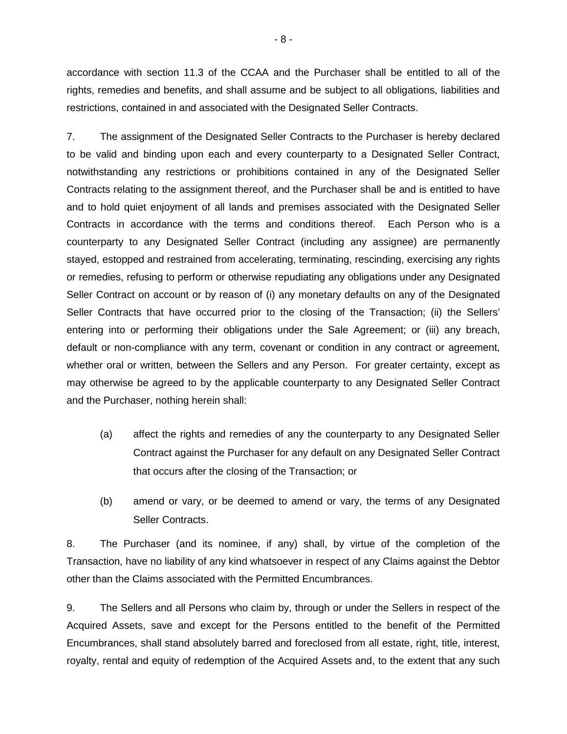accordance with section 11.3 of the CCAA and the Purchaser shall be entitled to all of the rights, remedies and benefits, and shall assume and be subject to all obligations, liabilities and restrictions, contained in and associated with the Designated Seller Contracts.

7. The assignment of the Designated Seller Contracts to the Purchaser is hereby declared to be valid and binding upon each and every counterparty to a Designated Seller Contract, notwithstanding any restrictions or prohibitions contained in any of the Designated Seller Contracts relating to the assignment thereof, and the Purchaser shall be and is entitled to have and to hold quiet enjoyment of all lands and premises associated with the Designated Seller Contracts in accordance with the terms and conditions thereof. Each Person who is a counterparty to any Designated Seller Contract (including any assignee) are permanently stayed, estopped and restrained from accelerating, terminating, rescinding, exercising any rights or remedies, refusing to perform or otherwise repudiating any obligations under any Designated Seller Contract on account or by reason of (i) any monetary defaults on any of the Designated Seller Contracts that have occurred prior to the closing of the Transaction; (ii) the Sellers' entering into or performing their obligations under the Sale Agreement; or (iii) any breach, default or non-compliance with any term, covenant or condition in any contract or agreement, whether oral or written, between the Sellers and any Person. For greater certainty, except as may otherwise be agreed to by the applicable counterparty to any Designated Seller Contract and the Purchaser, nothing herein shall:

(a) affect the rights and remedies of any the counterparty to any Designated Seller Contract against the Purchaser for any default on any Designated Seller Contract that occurs after the closing of the Transaction; or

(b) amend or vary, or be deemed to amend or vary, the terms of any Designated Seller Contracts.

8. The Purchaser (and its nominee, if any) shall, by virtue of the completion of the Transaction, have no liability of any kind whatsoever in respect of any Claims against the Debtor other than the Claims associated with the Permitted Encumbrances.

9. The Sellers and all Persons who claim by, through or under the Sellers in respect of the Acquired Assets, save and except for the Persons entitled to the benefit of the Permitted Encumbrances, shall stand absolutely barred and foreclosed from all estate, right, title, interest, royalty, rental and equity of redemption of the Acquired Assets and, to the extent that any such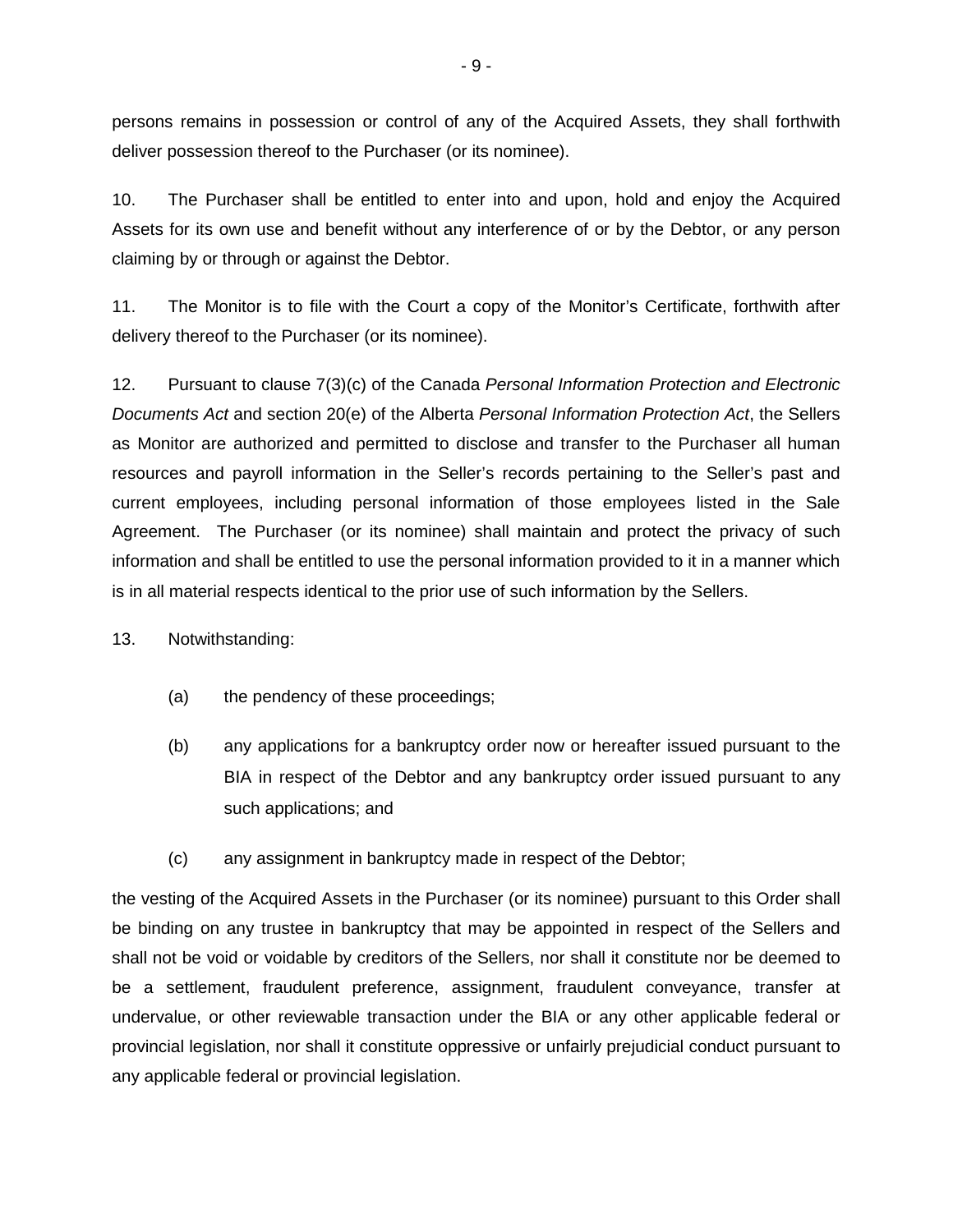persons remains in possession or control of any of the Acquired Assets, they shall forthwith deliver possession thereof to the Purchaser (or its nominee).

10. The Purchaser shall be entitled to enter into and upon, hold and enjoy the Acquired Assets for its own use and benefit without any interference of or by the Debtor, or any person claiming by or through or against the Debtor.

11. The Monitor is to file with the Court a copy of the Monitor's Certificate, forthwith after delivery thereof to the Purchaser (or its nominee).

12. Pursuant to clause 7(3)(c) of the Canada *Personal Information Protection and Electronic Documents Act* and section 20(e) of the Alberta *Personal Information Protection Act*, the Sellers as Monitor are authorized and permitted to disclose and transfer to the Purchaser all human resources and payroll information in the Seller's records pertaining to the Seller's past and current employees, including personal information of those employees listed in the Sale Agreement. The Purchaser (or its nominee) shall maintain and protect the privacy of such information and shall be entitled to use the personal information provided to it in a manner which is in all material respects identical to the prior use of such information by the Sellers.

13. Notwithstanding:

(a) the pendency of these proceedings;

(b) any applications for a bankruptcy order now or hereafter issued pursuant to the BIA in respect of the Debtor and any bankruptcy order issued pursuant to any such applications; and

(c) any assignment in bankruptcy made in respect of the Debtor;

the vesting of the Acquired Assets in the Purchaser (or its nominee) pursuant to this Order shall be binding on any trustee in bankruptcy that may be appointed in respect of the Sellers and shall not be void or voidable by creditors of the Sellers, nor shall it constitute nor be deemed to be a settlement, fraudulent preference, assignment, fraudulent conveyance, transfer at undervalue, or other reviewable transaction under the BIA or any other applicable federal or provincial legislation, nor shall it constitute oppressive or unfairly prejudicial conduct pursuant to any applicable federal or provincial legislation.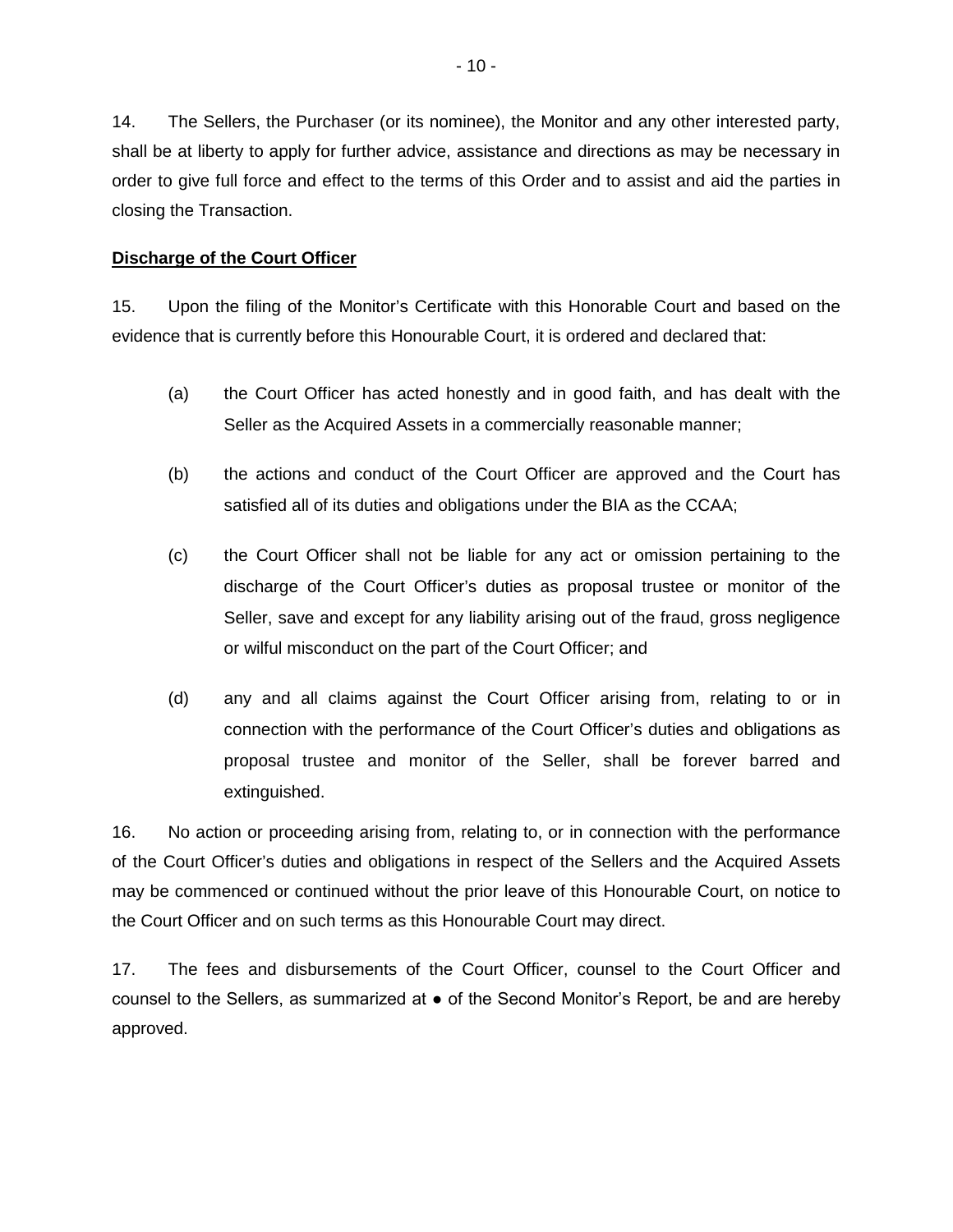14. The Sellers, the Purchaser (or its nominee), the Monitor and any other interested party, shall be at liberty to apply for further advice, assistance and directions as may be necessary in order to give full force and effect to the terms of this Order and to assist and aid the parties in closing the Transaction.

**Discharge of the Court Officer**

15. Upon the filing of the Monitor's Certificate with this Honorable Court and based on the evidence that is currently before this Honourable Court, it is ordered and declared that:

(a) the Court Officer has acted honestly and in good faith, and has dealt with the Seller as the Acquired Assets in a commercially reasonable manner;

(b) the actions and conduct of the Court Officer are approved and the Court has satisfied all of its duties and obligations under the BIA as the CCAA;

(c) the Court Officer shall not be liable for any act or omission pertaining to the discharge of the Court Officer's duties as proposal trustee or monitor of the Seller, save and except for any liability arising out of the fraud, gross negligence or wilful misconduct on the part of the Court Officer; and

(d) any and all claims against the Court Officer arising from, relating to or in connection with the performance of the Court Officer's duties and obligations as proposal trustee and monitor of the Seller, shall be forever barred and extinguished.

16. No action or proceeding arising from, relating to, or in connection with the performance of the Court Officer's duties and obligations in respect of the Sellers and the Acquired Assets may be commenced or continued without the prior leave of this Honourable Court, on notice to the Court Officer and on such terms as this Honourable Court may direct.

17. The fees and disbursements of the Court Officer, counsel to the Court Officer and counsel to the Sellers, as summarized at ● of the Second Monitor's Report, be and are hereby approved.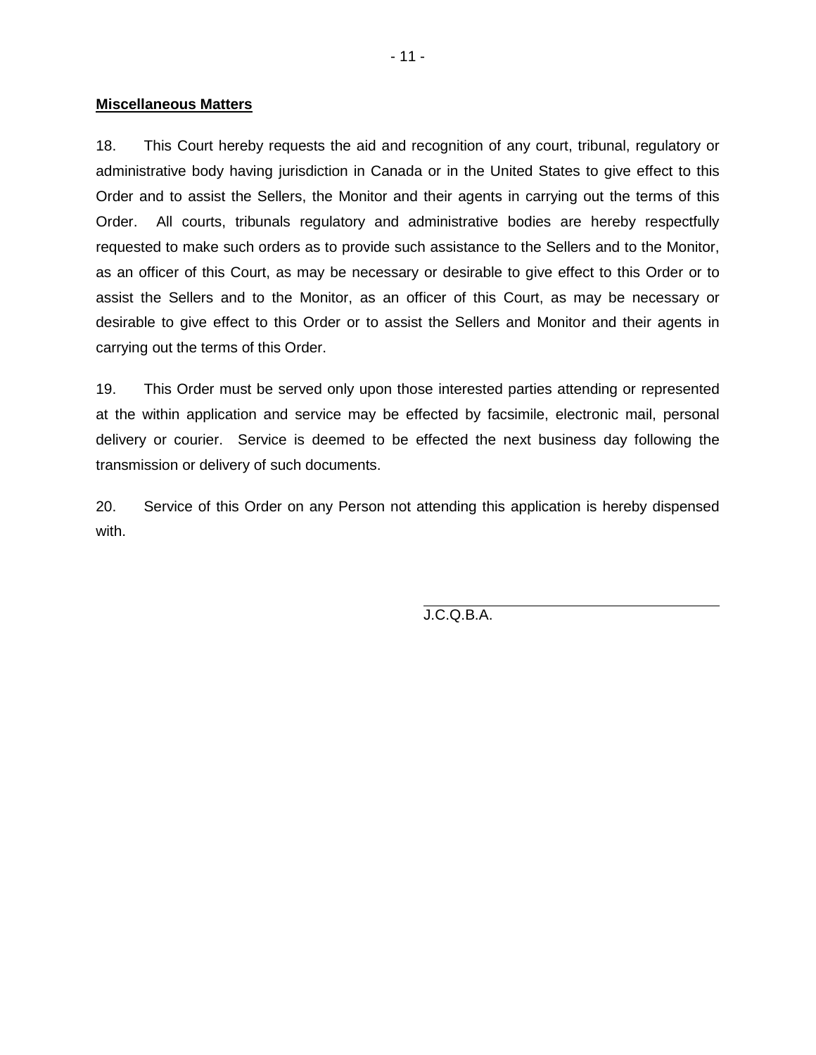**Miscellaneous Matters**

18. This Court hereby requests the aid and recognition of any court, tribunal, regulatory or administrative body having jurisdiction in Canada or in the United States to give effect to this Order and to assist the Sellers, the Monitor and their agents in carrying out the terms of this Order. All courts, tribunals regulatory and administrative bodies are hereby respectfully requested to make such orders as to provide such assistance to the Sellers and to the Monitor, as an officer of this Court, as may be necessary or desirable to give effect to this Order or to assist the Sellers and to the Monitor, as an officer of this Court, as may be necessary or desirable to give effect to this Order or to assist the Sellers and Monitor and their agents in carrying out the terms of this Order.

19. This Order must be served only upon those interested parties attending or represented at the within application and service may be effected by facsimile, electronic mail, personal delivery or courier. Service is deemed to be effected the next business day following the transmission or delivery of such documents.

20. Service of this Order on any Person not attending this application is hereby dispensed with.

\_\_\_\_\_\_\_\_\_\_\_\_\_\_\_\_\_\_\_\_\_\_\_\_\_\_\_\_\_\_\_\_\_\_\_\_
J.C.Q.B.A.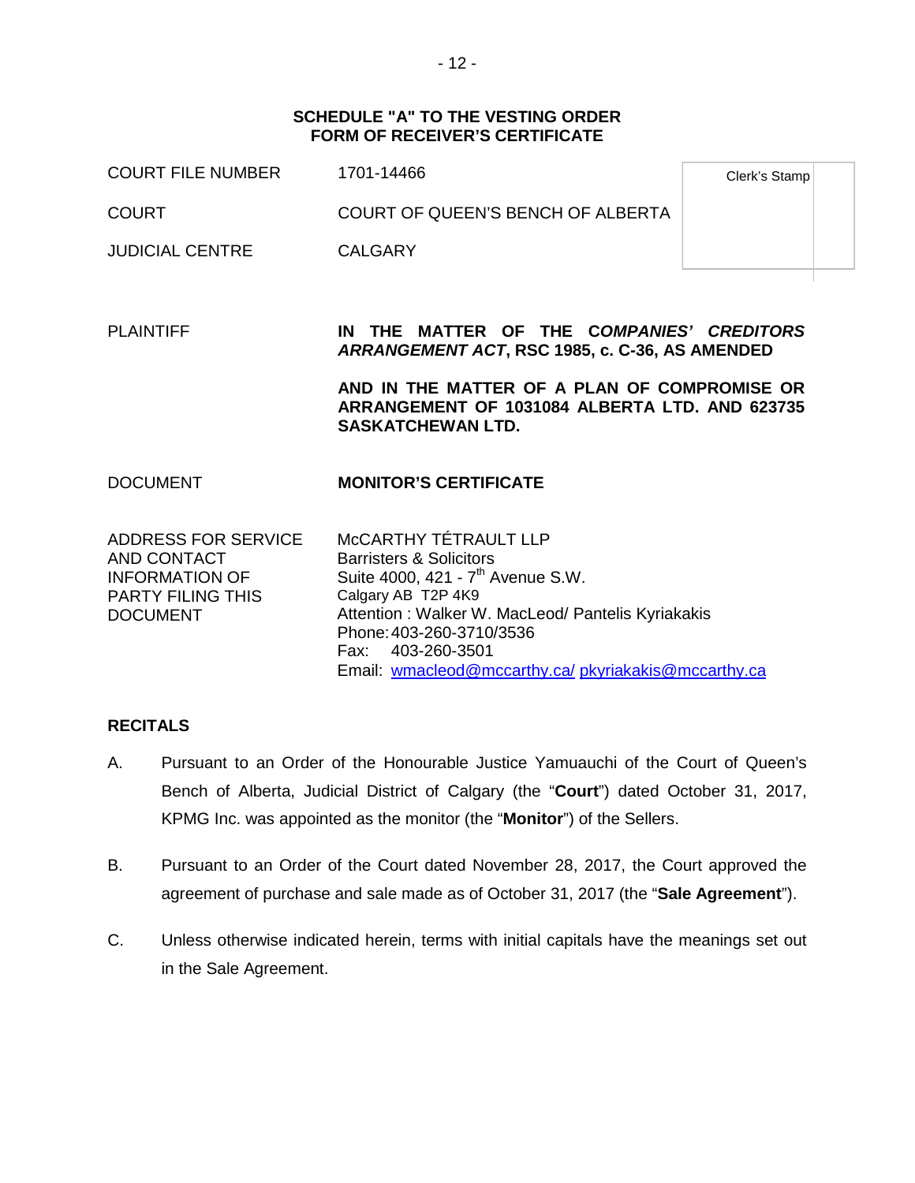**SCHEDULE "A" TO THE VESTING ORDER**
**FORM OF RECEIVER'S CERTIFICATE**

| | | |
|---|---|---|
| COURT FILE NUMBER | 1701-14466 | Clerk's Stamp |
| COURT | COURT OF QUEEN'S BENCH OF ALBERTA | |
| JUDICIAL CENTRE | CALGARY | |

PLAINTIFF

**IN THE MATTER OF THE *COMPANIES' CREDITORS ARRANGEMENT ACT*, RSC 1985, c. C-36, AS AMENDED**

**AND IN THE MATTER OF A PLAN OF COMPROMISE OR ARRANGEMENT OF 1031084 ALBERTA LTD. AND 623735 SASKATCHEWAN LTD.**

DOCUMENT **MONITOR'S CERTIFICATE**

ADDRESS FOR SERVICE AND CONTACT INFORMATION OF PARTY FILING THIS DOCUMENT

McCARTHY TÉTRAULT LLP
Barristers & Solicitors
Suite 4000, 421 - 7th Avenue S.W.
Calgary AB T2P 4K9
Attention : Walker W. MacLeod/ Pantelis Kyriakakis
Phone: 403-260-3710/3536
Fax: 403-260-3501
Email: wmacleod@mccarthy.ca/ pkyriakakis@mccarthy.ca

## RECITALS

A. Pursuant to an Order of the Honourable Justice Yamuauchi of the Court of Queen's Bench of Alberta, Judicial District of Calgary (the "**Court**") dated October 31, 2017, KPMG Inc. was appointed as the monitor (the "**Monitor**") of the Sellers.

B. Pursuant to an Order of the Court dated November 28, 2017, the Court approved the agreement of purchase and sale made as of October 31, 2017 (the "**Sale Agreement**").

C. Unless otherwise indicated herein, terms with initial capitals have the meanings set out in the Sale Agreement.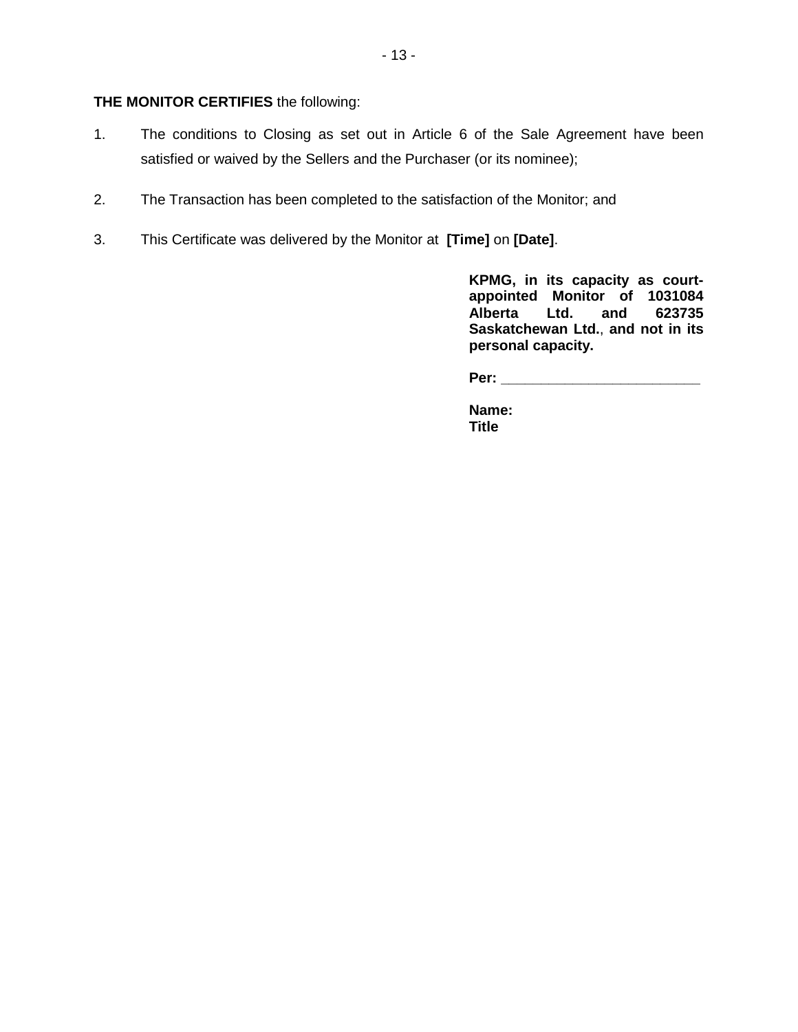**THE MONITOR CERTIFIES** the following:

1. The conditions to Closing as set out in Article 6 of the Sale Agreement have been satisfied or waived by the Sellers and the Purchaser (or its nominee);

2. The Transaction has been completed to the satisfaction of the Monitor; and

3. This Certificate was delivered by the Monitor at **[Time]** on **[Date]**.

**KPMG, in its capacity as court-appointed Monitor of 1031084 Alberta Ltd. and 623735 Saskatchewan Ltd.**, **and not in its personal capacity.**

**Per:** ________________________

**Name:**
**Title**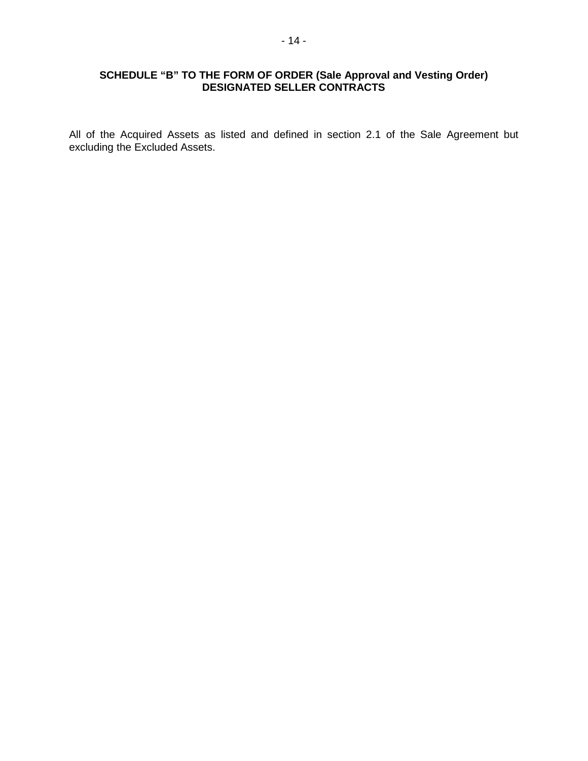**SCHEDULE "B" TO THE FORM OF ORDER (Sale Approval and Vesting Order)**
**DESIGNATED SELLER CONTRACTS**

All of the Acquired Assets as listed and defined in section 2.1 of the Sale Agreement but excluding the Excluded Assets.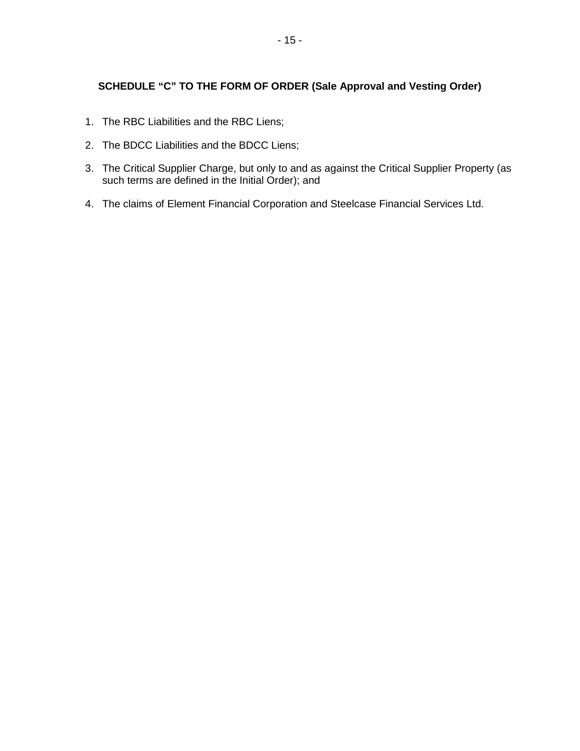**SCHEDULE "C" TO THE FORM OF ORDER (Sale Approval and Vesting Order)**

1. The RBC Liabilities and the RBC Liens;
2. The BDCC Liabilities and the BDCC Liens;
3. The Critical Supplier Charge, but only to and as against the Critical Supplier Property (as such terms are defined in the Initial Order); and
4. The claims of Element Financial Corporation and Steelcase Financial Services Ltd.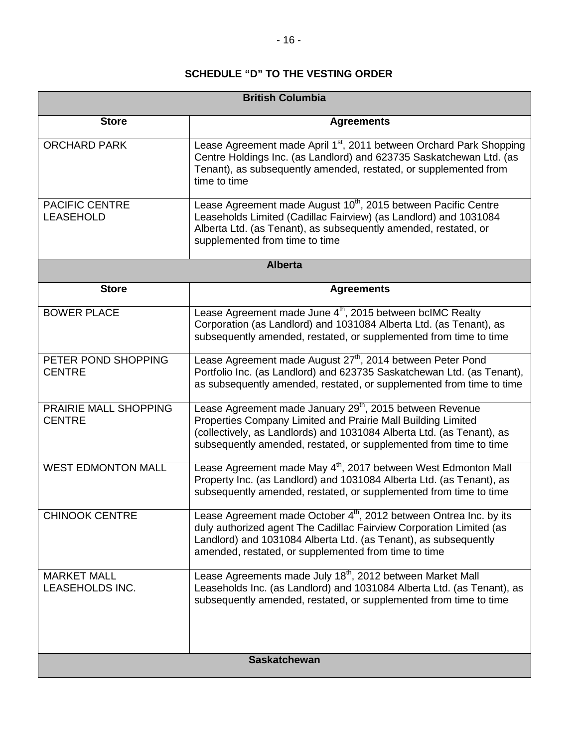**SCHEDULE "D" TO THE VESTING ORDER**

| **British Columbia** | |
|---|---|
| **Store** | **Agreements** |
| ORCHARD PARK | Lease Agreement made April 1st, 2011 between Orchard Park Shopping Centre Holdings Inc. (as Landlord) and 623735 Saskatchewan Ltd. (as Tenant), as subsequently amended, restated, or supplemented from time to time |
| PACIFIC CENTRE LEASEHOLD | Lease Agreement made August 10th, 2015 between Pacific Centre Leaseholds Limited (Cadillac Fairview) (as Landlord) and 1031084 Alberta Ltd. (as Tenant), as subsequently amended, restated, or supplemented from time to time |
| **Alberta** | |
| **Store** | **Agreements** |
| BOWER PLACE | Lease Agreement made June 4th, 2015 between bcIMC Realty Corporation (as Landlord) and 1031084 Alberta Ltd. (as Tenant), as subsequently amended, restated, or supplemented from time to time |
| PETER POND SHOPPING CENTRE | Lease Agreement made August 27th, 2014 between Peter Pond Portfolio Inc. (as Landlord) and 623735 Saskatchewan Ltd. (as Tenant), as subsequently amended, restated, or supplemented from time to time |
| PRAIRIE MALL SHOPPING CENTRE | Lease Agreement made January 29th, 2015 between Revenue Properties Company Limited and Prairie Mall Building Limited (collectively, as Landlords) and 1031084 Alberta Ltd. (as Tenant), as subsequently amended, restated, or supplemented from time to time |
| WEST EDMONTON MALL | Lease Agreement made May 4th, 2017 between West Edmonton Mall Property Inc. (as Landlord) and 1031084 Alberta Ltd. (as Tenant), as subsequently amended, restated, or supplemented from time to time |
| CHINOOK CENTRE | Lease Agreement made October 4th, 2012 between Ontrea Inc. by its duly authorized agent The Cadillac Fairview Corporation Limited (as Landlord) and 1031084 Alberta Ltd. (as Tenant), as subsequently amended, restated, or supplemented from time to time |
| MARKET MALL LEASEHOLDS INC. | Lease Agreements made July 18th, 2012 between Market Mall Leaseholds Inc. (as Landlord) and 1031084 Alberta Ltd. (as Tenant), as subsequently amended, restated, or supplemented from time to time |
| **Saskatchewan** | |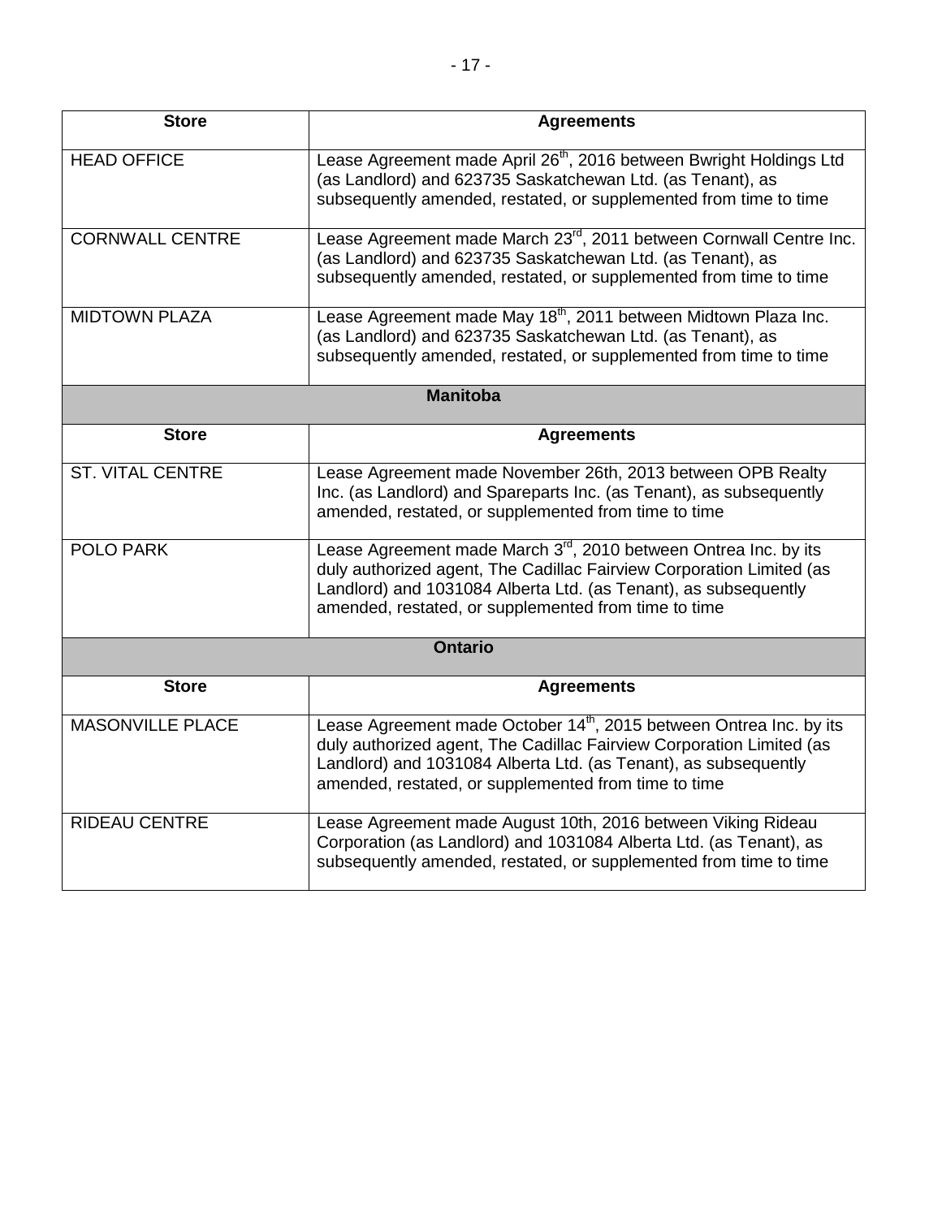| Store | Agreements |
| --- | --- |
| HEAD OFFICE | Lease Agreement made April 26th, 2016 between Bwright Holdings Ltd (as Landlord) and 623735 Saskatchewan Ltd. (as Tenant), as subsequently amended, restated, or supplemented from time to time |
| CORNWALL CENTRE | Lease Agreement made March 23rd, 2011 between Cornwall Centre Inc. (as Landlord) and 623735 Saskatchewan Ltd. (as Tenant), as subsequently amended, restated, or supplemented from time to time |
| MIDTOWN PLAZA | Lease Agreement made May 18th, 2011 between Midtown Plaza Inc. (as Landlord) and 623735 Saskatchewan Ltd. (as Tenant), as subsequently amended, restated, or supplemented from time to time |
| **Manitoba** | |
| **Store** | **Agreements** |
| ST. VITAL CENTRE | Lease Agreement made November 26th, 2013 between OPB Realty Inc. (as Landlord) and Spareparts Inc. (as Tenant), as subsequently amended, restated, or supplemented from time to time |
| POLO PARK | Lease Agreement made March 3rd, 2010 between Ontrea Inc. by its duly authorized agent, The Cadillac Fairview Corporation Limited (as Landlord) and 1031084 Alberta Ltd. (as Tenant), as subsequently amended, restated, or supplemented from time to time |
| **Ontario** | |
| **Store** | **Agreements** |
| MASONVILLE PLACE | Lease Agreement made October 14th, 2015 between Ontrea Inc. by its duly authorized agent, The Cadillac Fairview Corporation Limited (as Landlord) and 1031084 Alberta Ltd. (as Tenant), as subsequently amended, restated, or supplemented from time to time |
| RIDEAU CENTRE | Lease Agreement made August 10th, 2016 between Viking Rideau Corporation (as Landlord) and 1031084 Alberta Ltd. (as Tenant), as subsequently amended, restated, or supplemented from time to time |